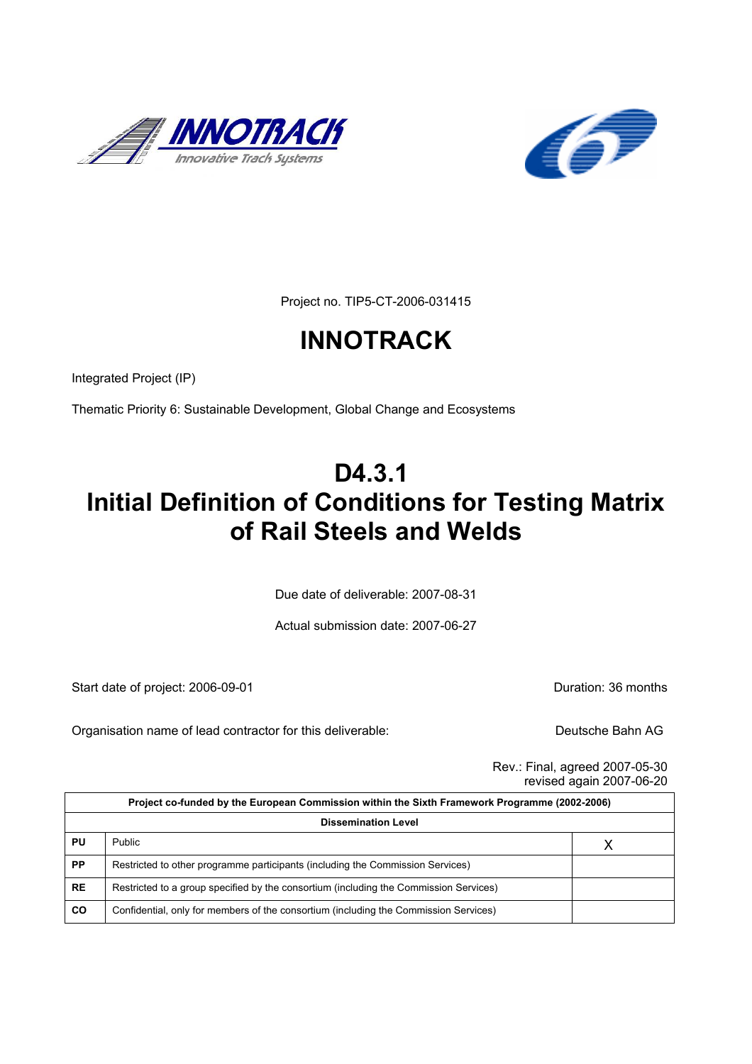Project no. TIP5-CT-2006-031415

# INNOTRACK

Integrated Project (IP)

Thematic Priority 6: Sustainable Development, Global Change and Ecosystems

# D4.3.1
# Initial Definition of Conditions for Testing Matrix of Rail Steels and Welds

Due date of deliverable: 2007-08-31

Actual submission date: 2007-06-27

Start date of project: 2006-09-01 Duration: 36 months

Organisation name of lead contractor for this deliverable: Deutsche Bahn AG

Rev.: Final, agreed 2007-05-30
revised again 2007-06-20

| Project co-funded by the European Commission within the Sixth Framework Programme (2002-2006) | | |
|---|---|---|
| **Dissemination Level** | | |
| **PU** | Public | X |
| **PP** | Restricted to other programme participants (including the Commission Services) | |
| **RE** | Restricted to a group specified by the consortium (including the Commission Services) | |
| **CO** | Confidential, only for members of the consortium (including the Commission Services) | |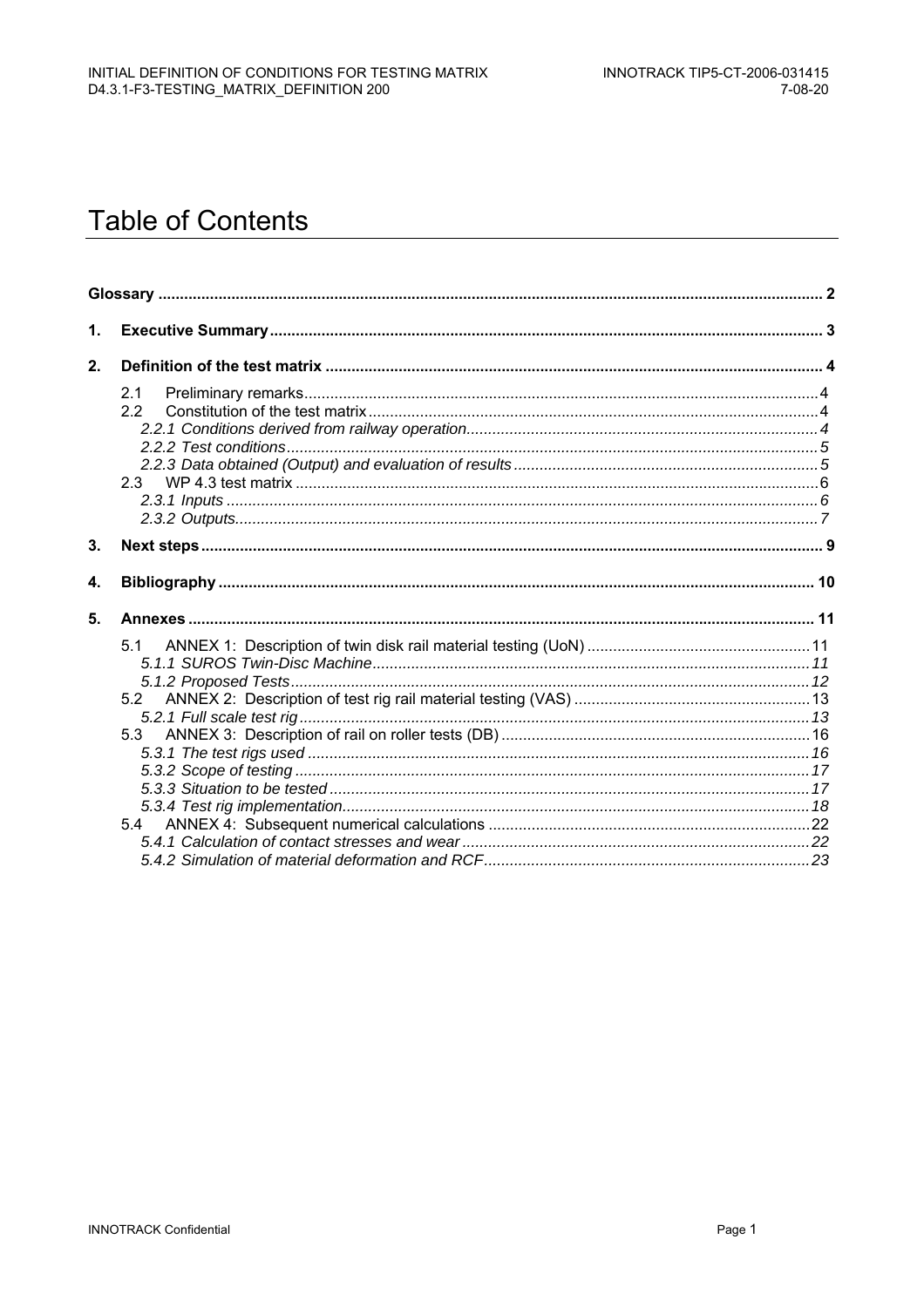# Table of Contents

| | | |
|---|---|---|
| **Glossary** | | **2** |
| **1.** | **Executive Summary** | **3** |
| **2.** | **Definition of the test matrix** | **4** |
| | 2.1 Preliminary remarks | 4 |
| | 2.2 Constitution of the test matrix | 4 |
| | *2.2.1 Conditions derived from railway operation* | *4* |
| | *2.2.2 Test conditions* | *5* |
| | *2.2.3 Data obtained (Output) and evaluation of results* | *5* |
| | 2.3 WP 4.3 test matrix | 6 |
| | *2.3.1 Inputs* | *6* |
| | *2.3.2 Outputs* | *7* |
| **3.** | **Next steps** | **9** |
| **4.** | **Bibliography** | **10** |
| **5.** | **Annexes** | **11** |
| | 5.1 ANNEX 1: Description of twin disk rail material testing (UoN) | 11 |
| | *5.1.1 SUROS Twin-Disc Machine* | *11* |
| | *5.1.2 Proposed Tests* | *12* |
| | 5.2 ANNEX 2: Description of test rig rail material testing (VAS) | 13 |
| | *5.2.1 Full scale test rig* | *13* |
| | 5.3 ANNEX 3: Description of rail on roller tests (DB) | 16 |
| | *5.3.1 The test rigs used* | *16* |
| | *5.3.2 Scope of testing* | *17* |
| | *5.3.3 Situation to be tested* | *17* |
| | *5.3.4 Test rig implementation* | *18* |
| | 5.4 ANNEX 4: Subsequent numerical calculations | 22 |
| | *5.4.1 Calculation of contact stresses and wear* | *22* |
| | *5.4.2 Simulation of material deformation and RCF* | *23* |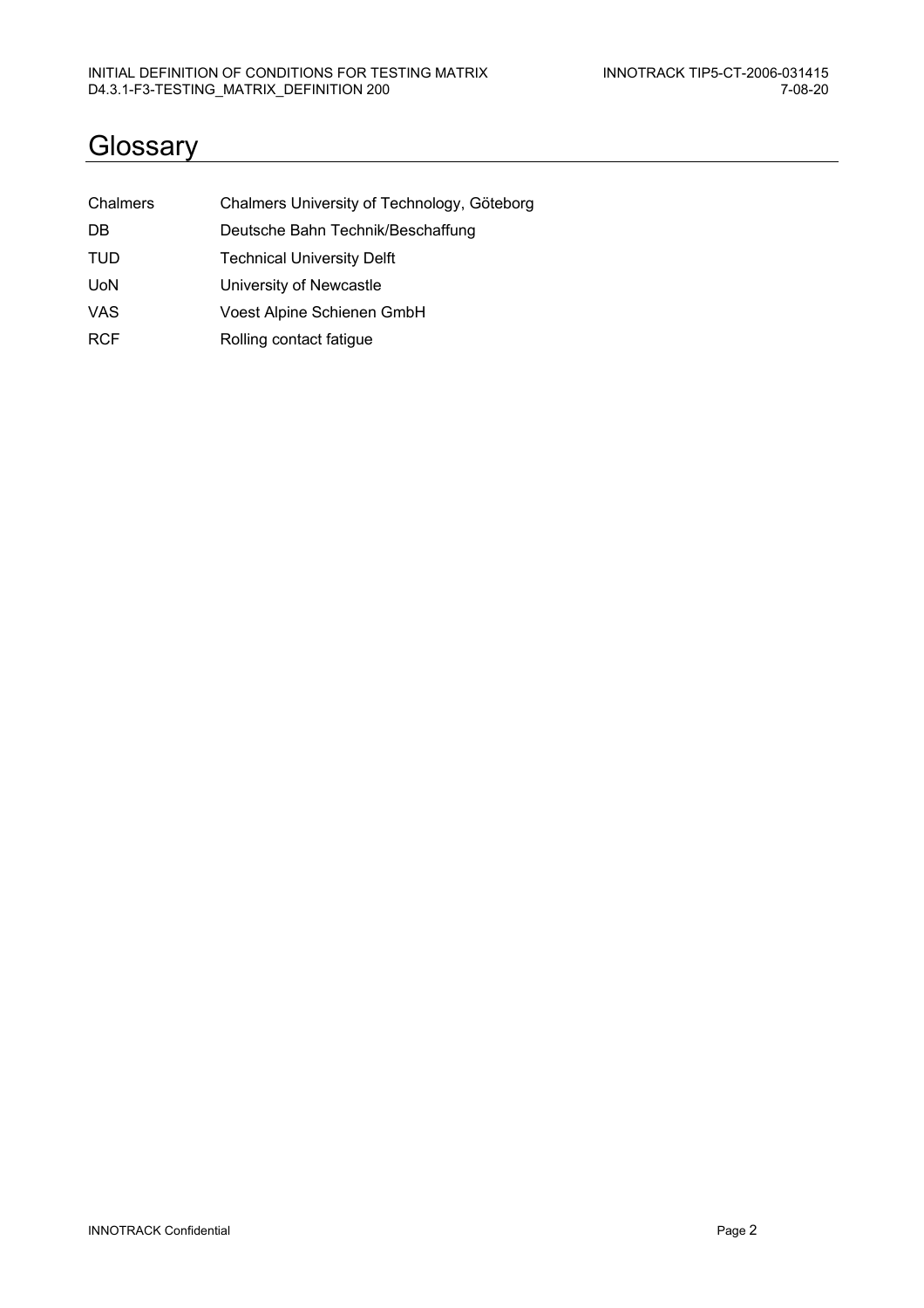# Glossary

| | |
|---|---|
| Chalmers | Chalmers University of Technology, Göteborg |
| DB | Deutsche Bahn Technik/Beschaffung |
| TUD | Technical University Delft |
| UoN | University of Newcastle |
| VAS | Voest Alpine Schienen GmbH |
| RCF | Rolling contact fatigue |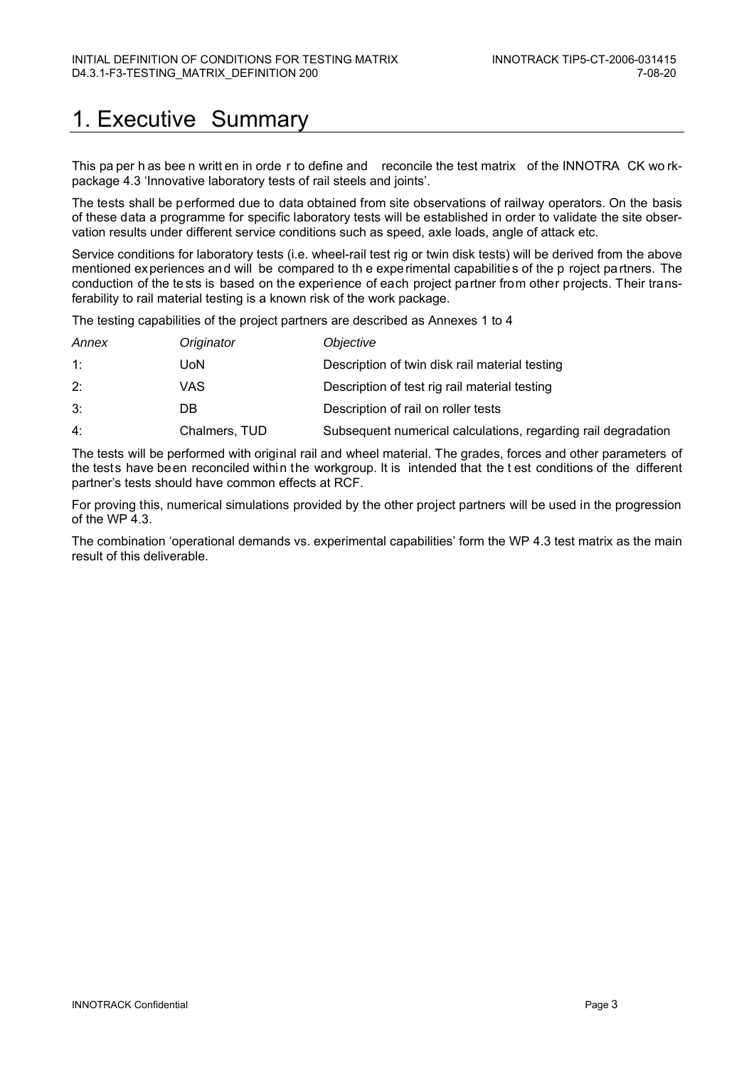# 1. Executive Summary

This paper has been written in order to define and reconcile the test matrix of the INNOTRACK workpackage 4.3 'Innovative laboratory tests of rail steels and joints'.

The tests shall be performed due to data obtained from site observations of railway operators. On the basis of these data a programme for specific laboratory tests will be established in order to validate the site observation results under different service conditions such as speed, axle loads, angle of attack etc.

Service conditions for laboratory tests (i.e. wheel-rail test rig or twin disk tests) will be derived from the above mentioned experiences and will be compared to the experimental capabilities of the project partners. The conduction of the tests is based on the experience of each project partner from other projects. Their transferability to rail material testing is a known risk of the work package.

The testing capabilities of the project partners are described as Annexes 1 to 4

| *Annex* | *Originator* | *Objective* |
|---|---|---|
| 1: | UoN | Description of twin disk rail material testing |
| 2: | VAS | Description of test rig rail material testing |
| 3: | DB | Description of rail on roller tests |
| 4: | Chalmers, TUD | Subsequent numerical calculations, regarding rail degradation |

The tests will be performed with original rail and wheel material. The grades, forces and other parameters of the tests have been reconciled within the workgroup. It is intended that the test conditions of the different partner's tests should have common effects at RCF.

For proving this, numerical simulations provided by the other project partners will be used in the progression of the WP 4.3.

The combination 'operational demands vs. experimental capabilities' form the WP 4.3 test matrix as the main result of this deliverable.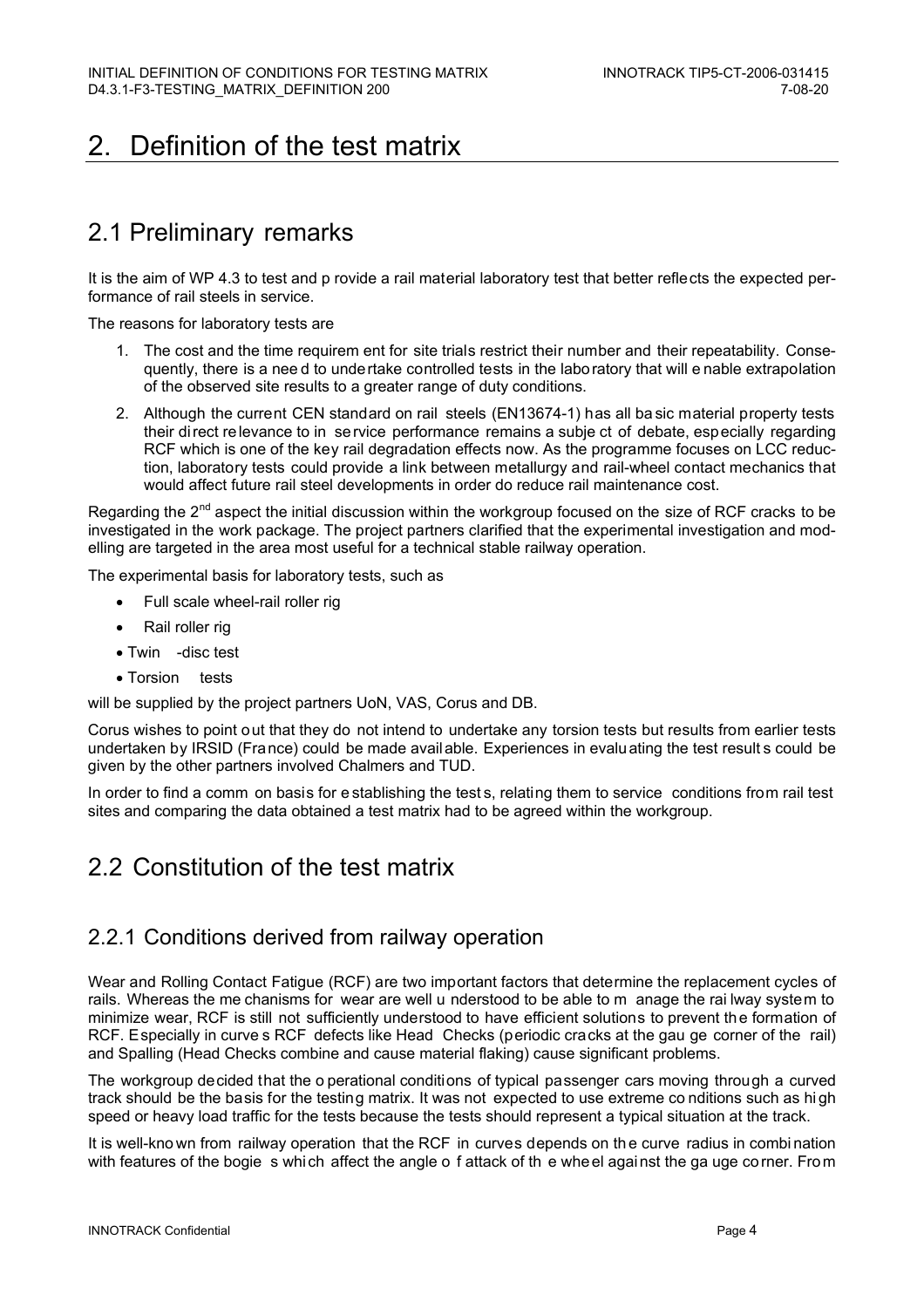# 2. Definition of the test matrix

## 2.1 Preliminary remarks

It is the aim of WP 4.3 to test and provide a rail material laboratory test that better reflects the expected performance of rail steels in service.

The reasons for laboratory tests are

1. The cost and the time requirement for site trials restrict their number and their repeatability. Consequently, there is a need to undertake controlled tests in the laboratory that will enable extrapolation of the observed site results to a greater range of duty conditions.
2. Although the current CEN standard on rail steels (EN13674-1) has all basic material property tests their direct relevance to in service performance remains a subject of debate, especially regarding RCF which is one of the key rail degradation effects now. As the programme focuses on LCC reduction, laboratory tests could provide a link between metallurgy and rail-wheel contact mechanics that would affect future rail steel developments in order do reduce rail maintenance cost.

Regarding the 2nd aspect the initial discussion within the workgroup focused on the size of RCF cracks to be investigated in the work package. The project partners clarified that the experimental investigation and modelling are targeted in the area most useful for a technical stable railway operation.

The experimental basis for laboratory tests, such as

- Full scale wheel-rail roller rig
- Rail roller rig
- Twin -disc test
- Torsion tests

will be supplied by the project partners UoN, VAS, Corus and DB.

Corus wishes to point out that they do not intend to undertake any torsion tests but results from earlier tests undertaken by IRSID (France) could be made available. Experiences in evaluating the test results could be given by the other partners involved Chalmers and TUD.

In order to find a common basis for establishing the tests, relating them to service conditions from rail test sites and comparing the data obtained a test matrix had to be agreed within the workgroup.

## 2.2 Constitution of the test matrix

### 2.2.1 Conditions derived from railway operation

Wear and Rolling Contact Fatigue (RCF) are two important factors that determine the replacement cycles of rails. Whereas the mechanisms for wear are well understood to be able to manage the railway system to minimize wear, RCF is still not sufficiently understood to have efficient solutions to prevent the formation of RCF. Especially in curves RCF defects like Head Checks (periodic cracks at the gauge corner of the rail) and Spalling (Head Checks combine and cause material flaking) cause significant problems.

The workgroup decided that the operational conditions of typical passenger cars moving through a curved track should be the basis for the testing matrix. It was not expected to use extreme conditions such as high speed or heavy load traffic for the tests because the tests should represent a typical situation at the track.

It is well-known from railway operation that the RCF in curves depends on the curve radius in combination with features of the bogies which affect the angle of attack of the wheel against the gauge corner. From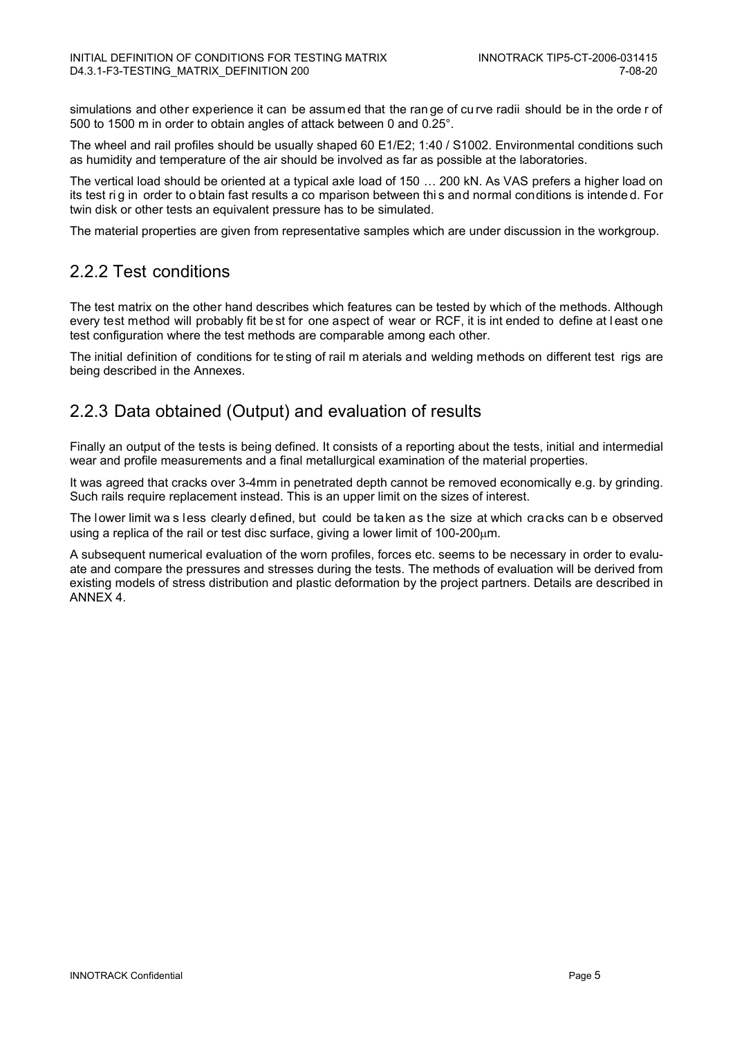simulations and other experience it can be assumed that the range of curve radii should be in the order of 500 to 1500 m in order to obtain angles of attack between 0 and 0.25°.

The wheel and rail profiles should be usually shaped 60 E1/E2; 1:40 / S1002. Environmental conditions such as humidity and temperature of the air should be involved as far as possible at the laboratories.

The vertical load should be oriented at a typical axle load of 150 … 200 kN. As VAS prefers a higher load on its test rig in order to obtain fast results a comparison between this and normal conditions is intended. For twin disk or other tests an equivalent pressure has to be simulated.

The material properties are given from representative samples which are under discussion in the workgroup.

## 2.2.2 Test conditions

The test matrix on the other hand describes which features can be tested by which of the methods. Although every test method will probably fit best for one aspect of wear or RCF, it is intended to define at least one test configuration where the test methods are comparable among each other.

The initial definition of conditions for testing of rail materials and welding methods on different test rigs are being described in the Annexes.

## 2.2.3 Data obtained (Output) and evaluation of results

Finally an output of the tests is being defined. It consists of a reporting about the tests, initial and intermedial wear and profile measurements and a final metallurgical examination of the material properties.

It was agreed that cracks over 3-4mm in penetrated depth cannot be removed economically e.g. by grinding. Such rails require replacement instead. This is an upper limit on the sizes of interest.

The lower limit was less clearly defined, but could be taken as the size at which cracks can be observed using a replica of the rail or test disc surface, giving a lower limit of 100-200μm.

A subsequent numerical evaluation of the worn profiles, forces etc. seems to be necessary in order to evaluate and compare the pressures and stresses during the tests. The methods of evaluation will be derived from existing models of stress distribution and plastic deformation by the project partners. Details are described in ANNEX 4.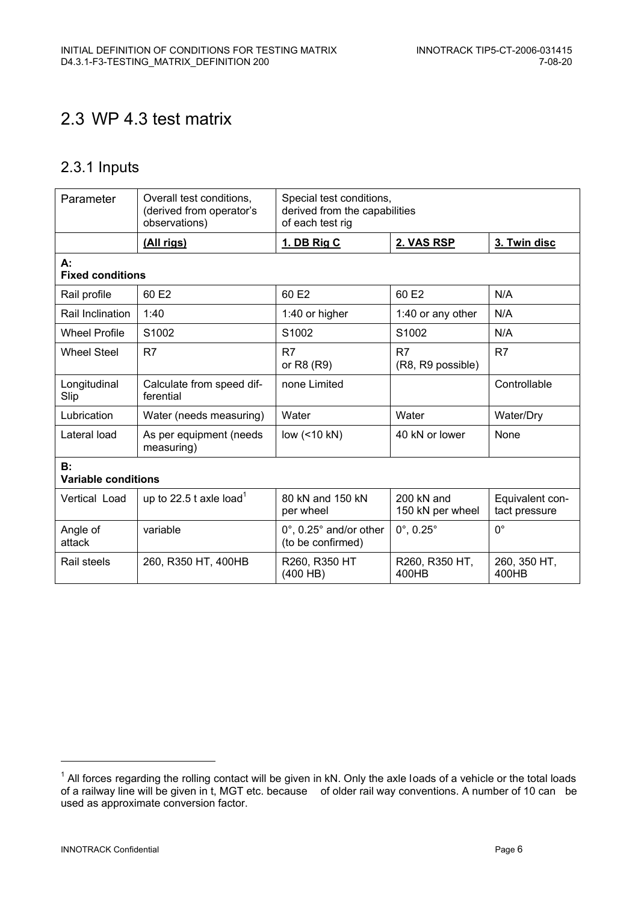## 2.3 WP 4.3 test matrix

### 2.3.1 Inputs

| Parameter | Overall test conditions, (derived from operator's observations) | Special test conditions, derived from the capabilities of each test rig | | |
|---|---|---|---|---|
| | **(All rigs)** | **1. DB Rig C** | **2. VAS RSP** | **3. Twin disc** |
| **A: Fixed conditions** | | | | |
| Rail profile | 60 E2 | 60 E2 | 60 E2 | N/A |
| Rail Inclination | 1:40 | 1:40 or higher | 1:40 or any other | N/A |
| Wheel Profile | S1002 | S1002 | S1002 | N/A |
| Wheel Steel | R7 | R7 or R8 (R9) | R7 (R8, R9 possible) | R7 |
| Longitudinal Slip | Calculate from speed differential | none Limited | | Controllable |
| Lubrication | Water (needs measuring) | Water | Water | Water/Dry |
| Lateral load | As per equipment (needs measuring) | low (<10 kN) | 40 kN or lower | None |
| **B: Variable conditions** | | | | |
| Vertical Load | up to 22.5 t axle load[1] | 80 kN and 150 kN per wheel | 200 kN and 150 kN per wheel | Equivalent contact pressure |
| Angle of attack | variable | 0°, 0.25° and/or other (to be confirmed) | 0°, 0.25° | 0° |
| Rail steels | 260, R350 HT, 400HB | R260, R350 HT (400 HB) | R260, R350 HT, 400HB | 260, 350 HT, 400HB |

[1] All forces regarding the rolling contact will be given in kN. Only the axle loads of a vehicle or the total loads of a railway line will be given in t, MGT etc. because of older rail way conventions. A number of 10 can be used as approximate conversion factor.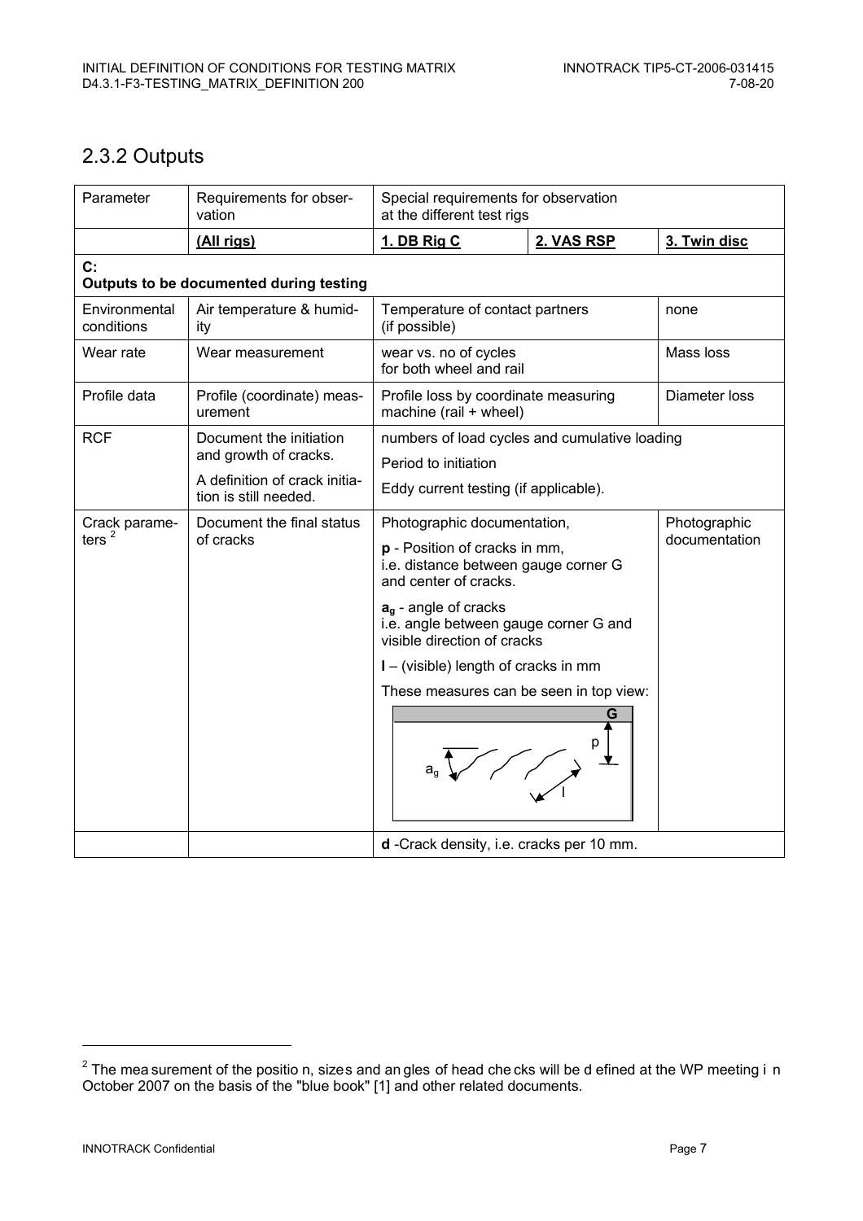## 2.3.2 Outputs

| Parameter | Requirements for observation | Special requirements for observation at the different test rigs | | |
|---|---|---|---|---|
| | **(All rigs)** | **1. DB Rig C** | **2. VAS RSP** | **3. Twin disc** |
| **C: Outputs to be documented during testing** | | | | |
| Environmental conditions | Air temperature & humidity | Temperature of contact partners (if possible) | | none |
| Wear rate | Wear measurement | wear vs. no of cycles for both wheel and rail | | Mass loss |
| Profile data | Profile (coordinate) measurement | Profile loss by coordinate measuring machine (rail + wheel) | | Diameter loss |
| RCF | Document the initiation and growth of cracks. A definition of crack initiation is still needed. | numbers of load cycles and cumulative loading<br>Period to initiation<br>Eddy current testing (if applicable). | | |
| Crack parameters [2] | Document the final status of cracks | Photographic documentation,<br>**p** - Position of cracks in mm, i.e. distance between gauge corner G and center of cracks.<br>$\mathbf{a_g}$ - angle of cracks i.e. angle between gauge corner G and visible direction of cracks<br>**l** – (visible) length of cracks in mm<br>These measures can be seen in top view: | | Photographic documentation |
| | | **d** -Crack density, i.e. cracks per 10 mm. | | |

[2] The measurement of the position, sizes and angles of head checks will be defined at the WP meeting in October 2007 on the basis of the "blue book" [1] and other related documents.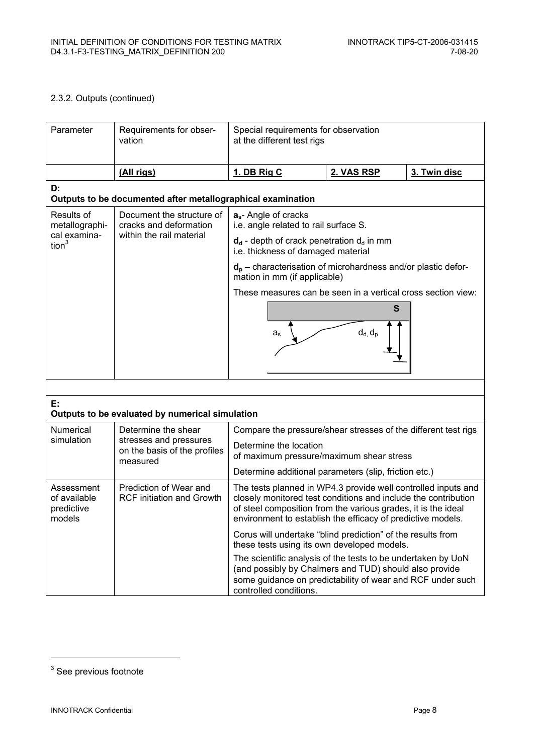2.3.2. Outputs (continued)

| Parameter | Requirements for observation | Special requirements for observation at the different test rigs | | |
|---|---|---|---|---|
| | **(All rigs)** | **1. DB Rig C** | **2. VAS RSP** | **3. Twin disc** |
| **D: Outputs to be documented after metallographical examination** | | | | |
| Results of metallographical examination[3] | Document the structure of cracks and deformation within the rail material | $\mathbf{a_s}$- Angle of cracks i.e. angle related to rail surface S. <br> $\mathbf{d_d}$ - depth of crack penetration $d_d$ in mm i.e. thickness of damaged material <br> $\mathbf{d_p}$ – characterisation of microhardness and/or plastic deformation in mm (if applicable) <br> These measures can be seen in a vertical cross section view: <br> S <br> $a_s$ <br> $d_d, d_p$ | | |
| | | | | |
| **E: Outputs to be evaluated by numerical simulation** | | | | |
| Numerical simulation | Determine the shear stresses and pressures on the basis of the profiles measured | Compare the pressure/shear stresses of the different test rigs <br> Determine the location of maximum pressure/maximum shear stress <br> Determine additional parameters (slip, friction etc.) | | |
| Assessment of available predictive models | Prediction of Wear and RCF initiation and Growth | The tests planned in WP4.3 provide well controlled inputs and closely monitored test conditions and include the contribution of steel composition from the various grades, it is the ideal environment to establish the efficacy of predictive models. <br> Corus will undertake "blind prediction" of the results from these tests using its own developed models. <br> The scientific analysis of the tests to be undertaken by UoN (and possibly by Chalmers and TUD) should also provide some guidance on predictability of wear and RCF under such controlled conditions. | | |

[3] See previous footnote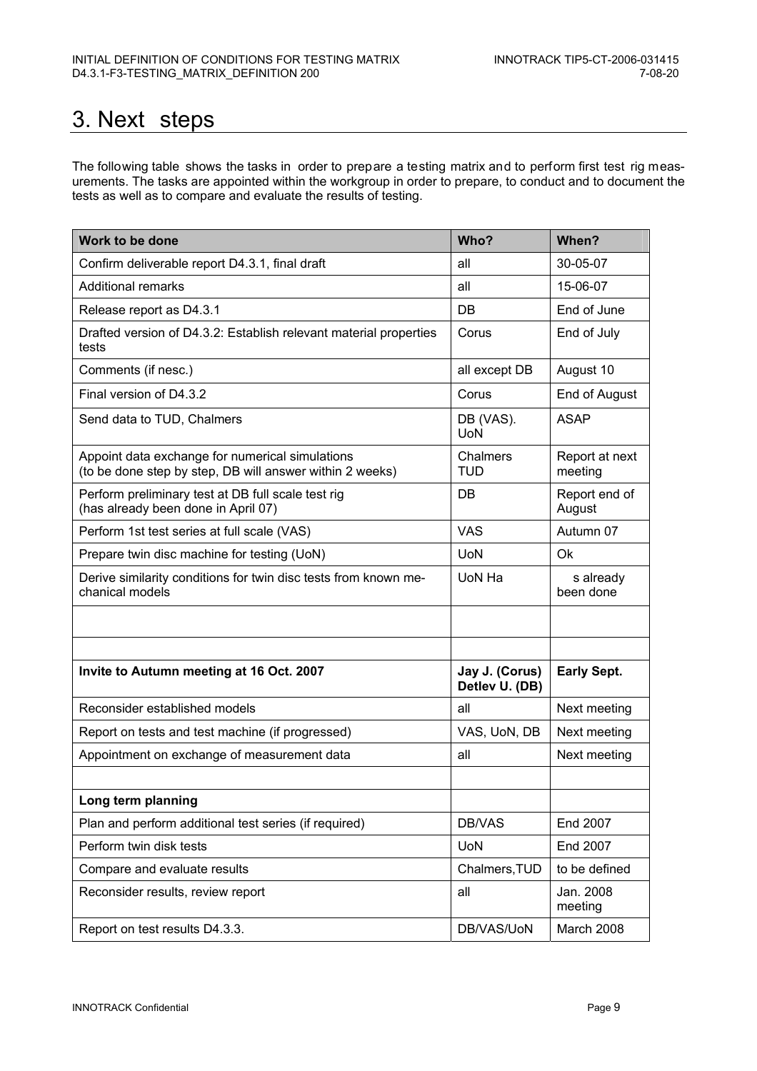# 3. Next steps

The following table shows the tasks in order to prepare a testing matrix and to perform first test rig measurements. The tasks are appointed within the workgroup in order to prepare, to conduct and to document the tests as well as to compare and evaluate the results of testing.

| Work to be done | Who? | When? |
|---|---|---|
| Confirm deliverable report D4.3.1, final draft | all | 30-05-07 |
| Additional remarks | all | 15-06-07 |
| Release report as D4.3.1 | DB | End of June |
| Drafted version of D4.3.2: Establish relevant material properties tests | Corus | End of July |
| Comments (if nesc.) | all except DB | August 10 |
| Final version of D4.3.2 | Corus | End of August |
| Send data to TUD, Chalmers | DB (VAS). UoN | ASAP |
| Appoint data exchange for numerical simulations (to be done step by step, DB will answer within 2 weeks) | Chalmers TUD | Report at next meeting |
| Perform preliminary test at DB full scale test rig (has already been done in April 07) | DB | Report end of August |
| Perform 1st test series at full scale (VAS) | VAS | Autumn 07 |
| Prepare twin disc machine for testing (UoN) | UoN | Ok |
| Derive similarity conditions for twin disc tests from known mechanical models | UoN Ha | s already been done |
| | | |
| | | |
| **Invite to Autumn meeting at 16 Oct. 2007** | **Jay J. (Corus) Detlev U. (DB)** | **Early Sept.** |
| Reconsider established models | all | Next meeting |
| Report on tests and test machine (if progressed) | VAS, UoN, DB | Next meeting |
| Appointment on exchange of measurement data | all | Next meeting |
| | | |
| **Long term planning** | | |
| Plan and perform additional test series (if required) | DB/VAS | End 2007 |
| Perform twin disk tests | UoN | End 2007 |
| Compare and evaluate results | Chalmers,TUD | to be defined |
| Reconsider results, review report | all | Jan. 2008 meeting |
| Report on test results D4.3.3. | DB/VAS/UoN | March 2008 |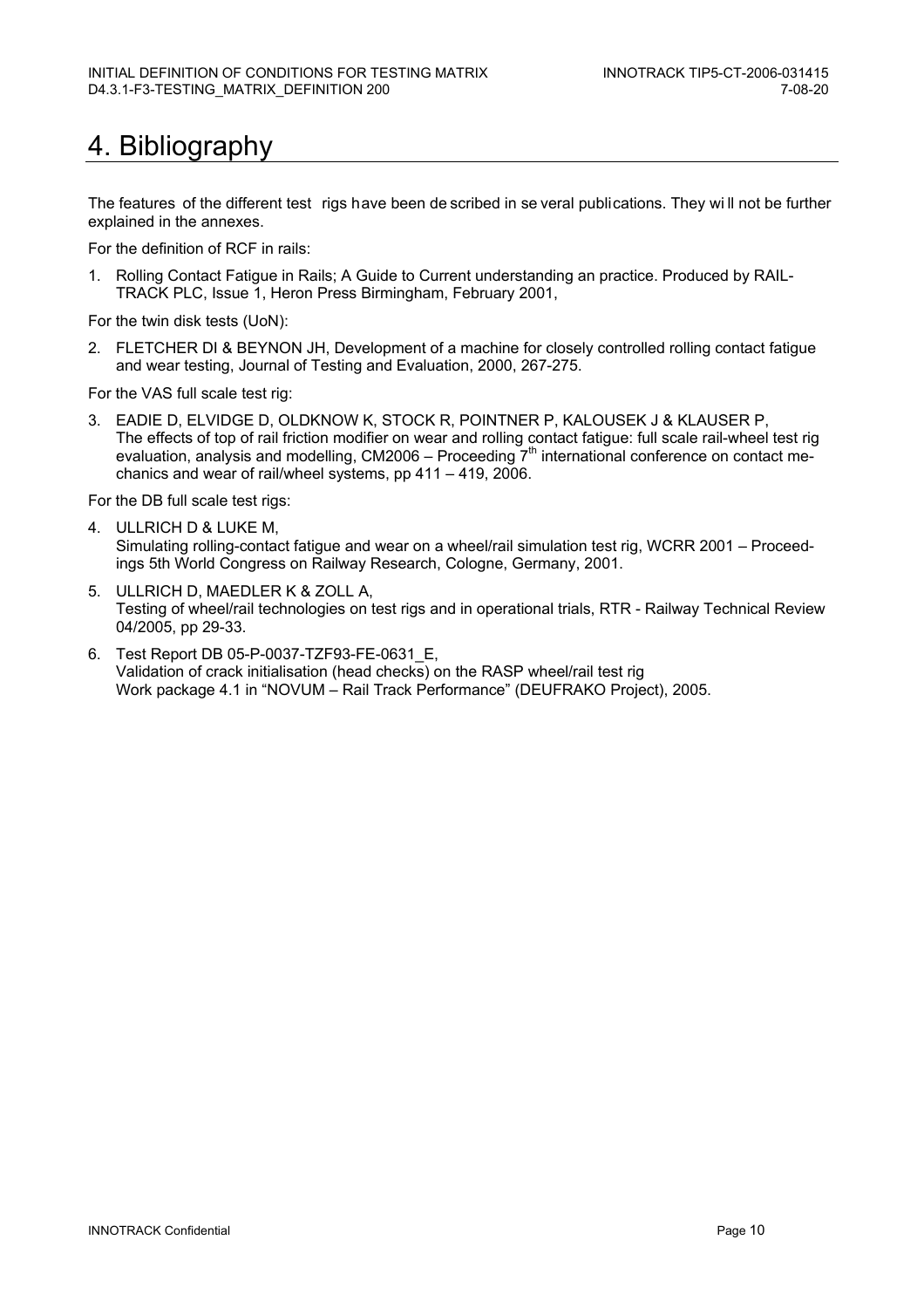# 4. Bibliography

The features of the different test rigs have been described in several publications. They will not be further explained in the annexes.

For the definition of RCF in rails:

1. Rolling Contact Fatigue in Rails; A Guide to Current understanding an practice. Produced by RAIL-TRACK PLC, Issue 1, Heron Press Birmingham, February 2001,

For the twin disk tests (UoN):

2. FLETCHER DI & BEYNON JH, Development of a machine for closely controlled rolling contact fatigue and wear testing, Journal of Testing and Evaluation, 2000, 267-275.

For the VAS full scale test rig:

3. EADIE D, ELVIDGE D, OLDKNOW K, STOCK R, POINTNER P, KALOUSEK J & KLAUSER P, The effects of top of rail friction modifier on wear and rolling contact fatigue: full scale rail-wheel test rig evaluation, analysis and modelling, CM2006 – Proceeding 7th international conference on contact mechanics and wear of rail/wheel systems, pp 411 – 419, 2006.

For the DB full scale test rigs:

4. ULLRICH D & LUKE M,
   Simulating rolling-contact fatigue and wear on a wheel/rail simulation test rig, WCRR 2001 – Proceedings 5th World Congress on Railway Research, Cologne, Germany, 2001.
5. ULLRICH D, MAEDLER K & ZOLL A,
   Testing of wheel/rail technologies on test rigs and in operational trials, RTR - Railway Technical Review 04/2005, pp 29-33.
6. Test Report DB 05-P-0037-TZF93-FE-0631_E,
   Validation of crack initialisation (head checks) on the RASP wheel/rail test rig
   Work package 4.1 in "NOVUM – Rail Track Performance" (DEUFRAKO Project), 2005.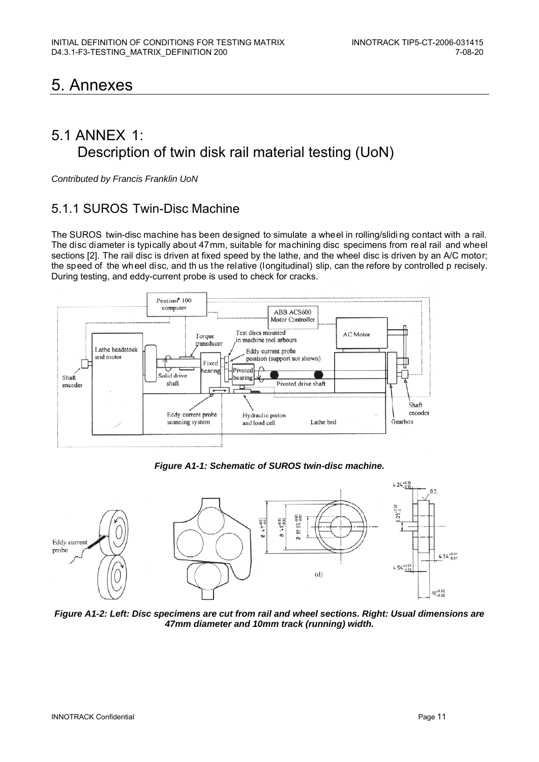# 5. Annexes

## 5.1 ANNEX 1: Description of twin disk rail material testing (UoN)

*Contributed by Francis Franklin UoN*

### 5.1.1 SUROS Twin-Disc Machine

The SUROS twin-disc machine has been designed to simulate a wheel in rolling/sliding contact with a rail. The disc diameter is typically about 47mm, suitable for machining disc specimens from real rail and wheel sections [2]. The rail disc is driven at fixed speed by the lathe, and the wheel disc is driven by an A/C motor; the speed of the wheel disc, and thus the relative (longitudinal) slip, can therefore by controlled precisely. During testing, and eddy-current probe is used to check for cracks.

***Figure A1-1: Schematic of SUROS twin-disc machine.***

***Figure A1-2: Left: Disc specimens are cut from rail and wheel sections. Right: Usual dimensions are 47mm diameter and 10mm track (running) width.***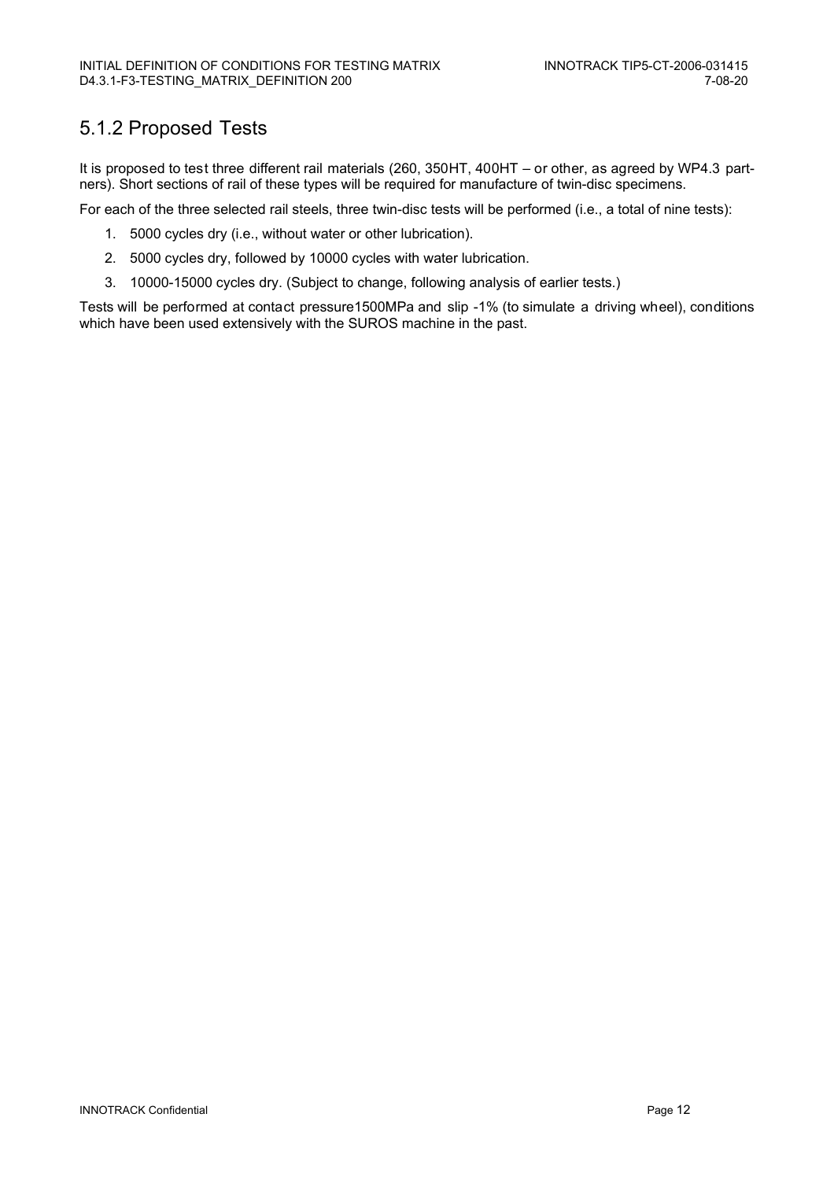## 5.1.2 Proposed Tests

It is proposed to test three different rail materials (260, 350HT, 400HT – or other, as agreed by WP4.3 partners). Short sections of rail of these types will be required for manufacture of twin-disc specimens.

For each of the three selected rail steels, three twin-disc tests will be performed (i.e., a total of nine tests):

1. 5000 cycles dry (i.e., without water or other lubrication).
2. 5000 cycles dry, followed by 10000 cycles with water lubrication.
3. 10000-15000 cycles dry. (Subject to change, following analysis of earlier tests.)

Tests will be performed at contact pressure1500MPa and slip -1% (to simulate a driving wheel), conditions which have been used extensively with the SUROS machine in the past.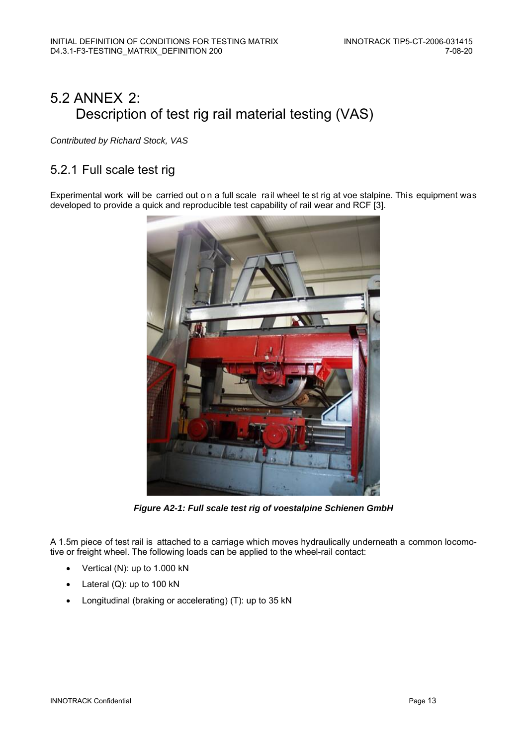# 5.2 ANNEX 2: Description of test rig rail material testing (VAS)

*Contributed by Richard Stock, VAS*

## 5.2.1 Full scale test rig

Experimental work will be carried out on a full scale rail wheel test rig at voestalpine. This equipment was developed to provide a quick and reproducible test capability of rail wear and RCF [3].

***Figure A2-1: Full scale test rig of voestalpine Schienen GmbH***

A 1.5m piece of test rail is attached to a carriage which moves hydraulically underneath a common locomotive or freight wheel. The following loads can be applied to the wheel-rail contact:

- Vertical (N): up to 1.000 kN
- Lateral (Q): up to 100 kN
- Longitudinal (braking or accelerating) (T): up to 35 kN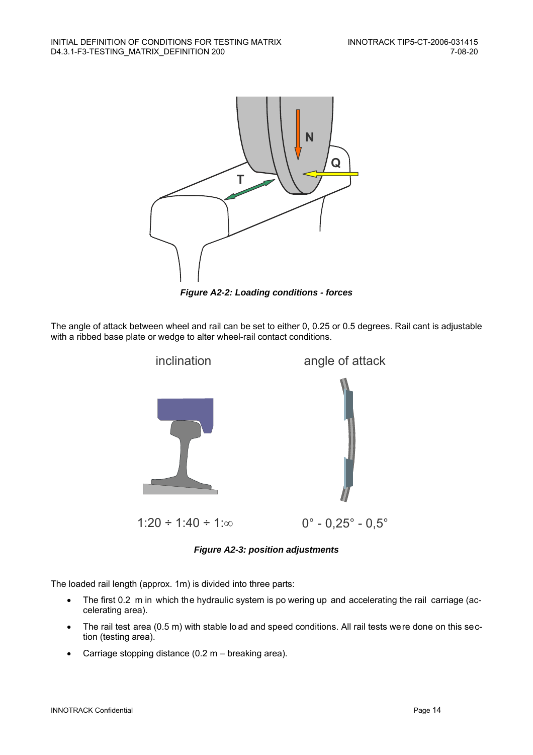*Figure A2-2: Loading conditions - forces*

The angle of attack between wheel and rail can be set to either 0, 0.25 or 0.5 degrees. Rail cant is adjustable with a ribbed base plate or wedge to alter wheel-rail contact conditions.

inclination

angle of attack

1:20 ÷ 1:40 ÷ 1:∞

0° - 0,25° - 0,5°

*Figure A2-3: position adjustments*

The loaded rail length (approx. 1m) is divided into three parts:

- The first 0.2 m in which the hydraulic system is powering up and accelerating the rail carriage (accelerating area).
- The rail test area (0.5 m) with stable load and speed conditions. All rail tests were done on this section (testing area).
- Carriage stopping distance (0.2 m – breaking area).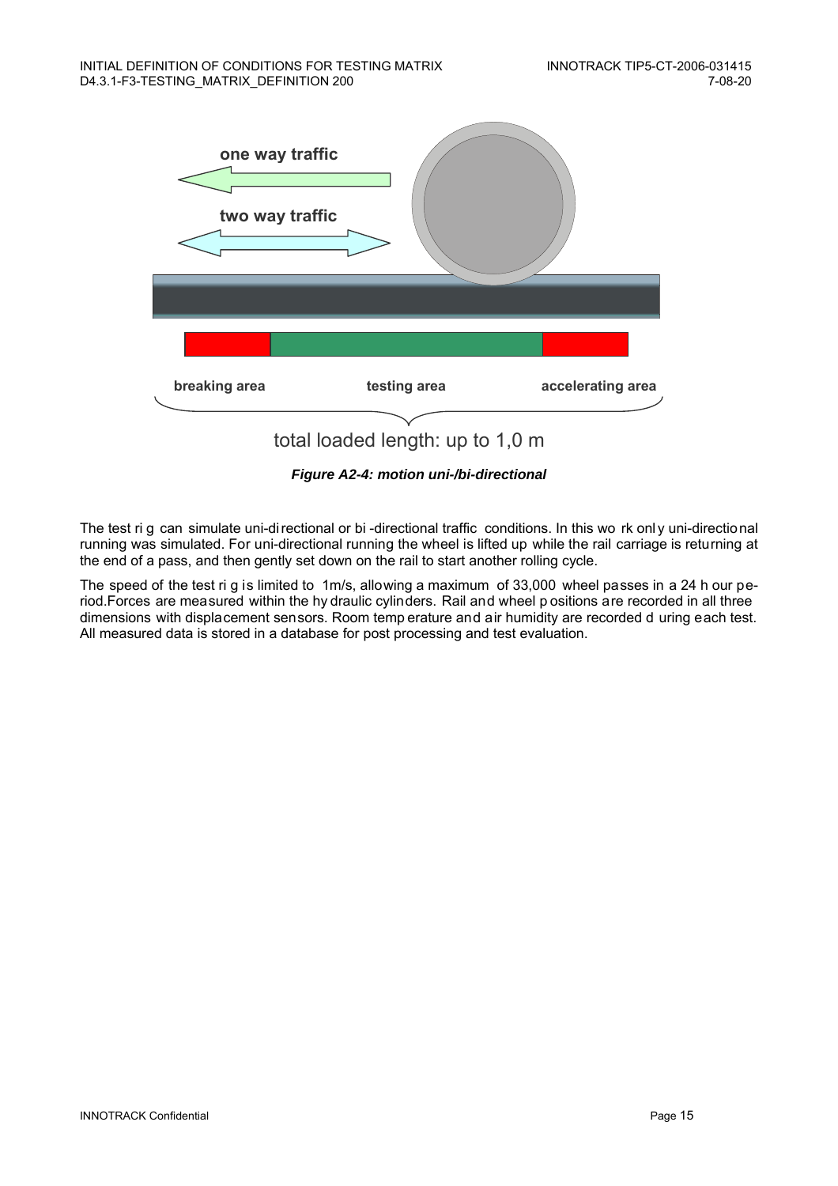one way traffic

two way traffic

breaking area | testing area | accelerating area

total loaded length: up to 1,0 m

***Figure A2-4: motion uni-/bi-directional***

The test rig can simulate uni-directional or bi-directional traffic conditions. In this work only uni-directional running was simulated. For uni-directional running the wheel is lifted up while the rail carriage is returning at the end of a pass, and then gently set down on the rail to start another rolling cycle.

The speed of the test rig is limited to 1m/s, allowing a maximum of 33,000 wheel passes in a 24 hour period.Forces are measured within the hydraulic cylinders. Rail and wheel positions are recorded in all three dimensions with displacement sensors. Room temperature and air humidity are recorded during each test. All measured data is stored in a database for post processing and test evaluation.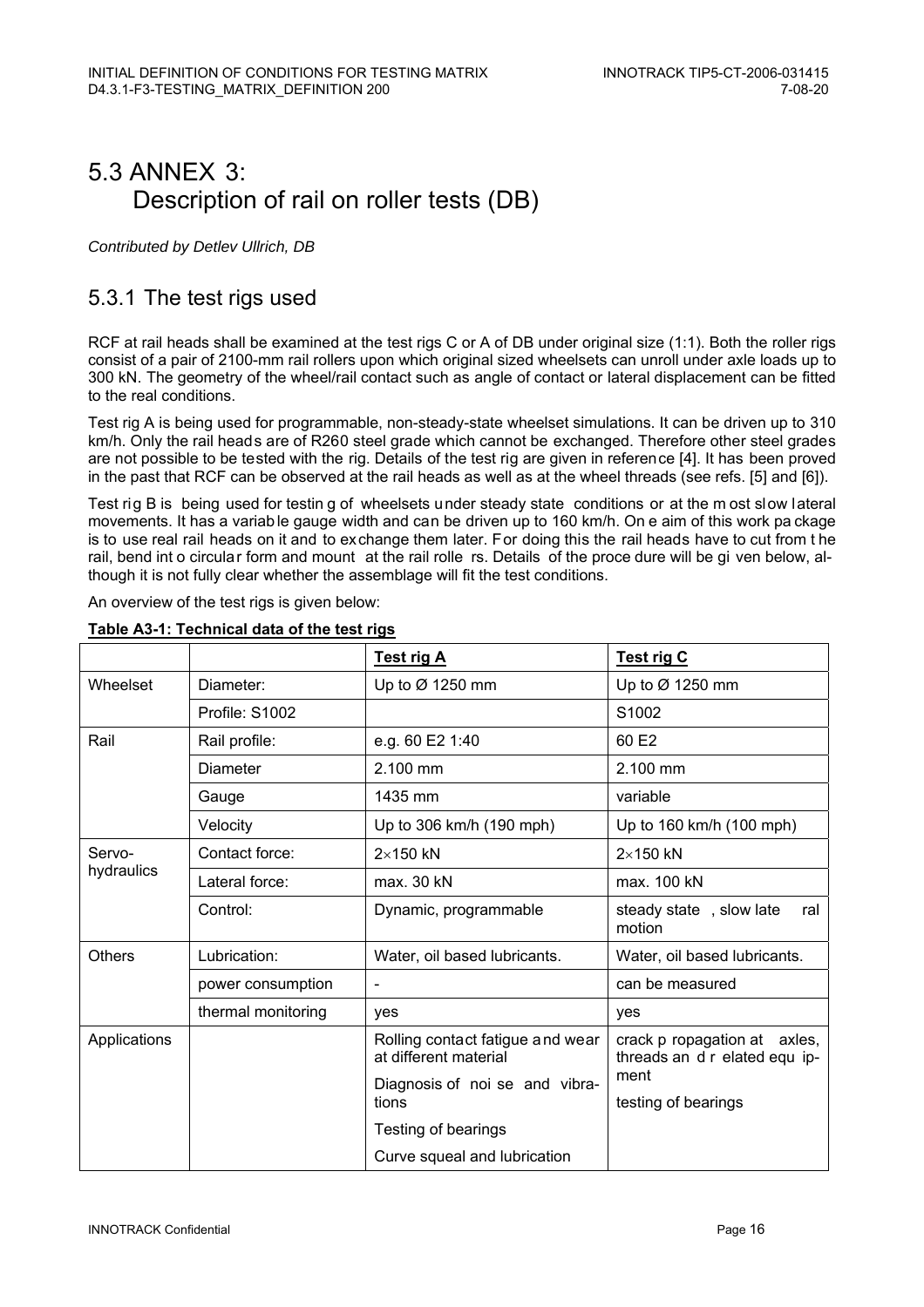# 5.3 ANNEX 3: Description of rail on roller tests (DB)

*Contributed by Detlev Ullrich, DB*

## 5.3.1 The test rigs used

RCF at rail heads shall be examined at the test rigs C or A of DB under original size (1:1). Both the roller rigs consist of a pair of 2100-mm rail rollers upon which original sized wheelsets can unroll under axle loads up to 300 kN. The geometry of the wheel/rail contact such as angle of contact or lateral displacement can be fitted to the real conditions.

Test rig A is being used for programmable, non-steady-state wheelset simulations. It can be driven up to 310 km/h. Only the rail heads are of R260 steel grade which cannot be exchanged. Therefore other steel grades are not possible to be tested with the rig. Details of the test rig are given in reference [4]. It has been proved in the past that RCF can be observed at the rail heads as well as at the wheel threads (see refs. [5] and [6]).

Test rig B is being used for testing of wheelsets under steady state conditions or at the most slow lateral movements. It has a variable gauge width and can be driven up to 160 km/h. One aim of this work package is to use real rail heads on it and to exchange them later. For doing this the rail heads have to cut from the rail, bend into circular form and mount at the rail rollers. Details of the procedure will be given below, although it is not fully clear whether the assemblage will fit the test conditions.

An overview of the test rigs is given below:

**Table A3-1: Technical data of the test rigs**

| | | **Test rig A** | **Test rig C** |
|---|---|---|---|
| Wheelset | Diameter: | Up to Ø 1250 mm | Up to Ø 1250 mm |
| | Profile: S1002 | | S1002 |
| Rail | Rail profile: | e.g. 60 E2 1:40 | 60 E2 |
| | Diameter | 2.100 mm | 2.100 mm |
| | Gauge | 1435 mm | variable |
| | Velocity | Up to 306 km/h (190 mph) | Up to 160 km/h (100 mph) |
| Servo-hydraulics | Contact force: | 2×150 kN | 2×150 kN |
| | Lateral force: | max. 30 kN | max. 100 kN |
| | Control: | Dynamic, programmable | steady state, slow lateral motion |
| Others | Lubrication: | Water, oil based lubricants. | Water, oil based lubricants. |
| | power consumption | - | can be measured |
| | thermal monitoring | yes | yes |
| Applications | | Rolling contact fatigue and wear at different material<br>Diagnosis of noise and vibrations<br>Testing of bearings<br>Curve squeal and lubrication | crack propagation at axles, threads and related equipment<br>testing of bearings |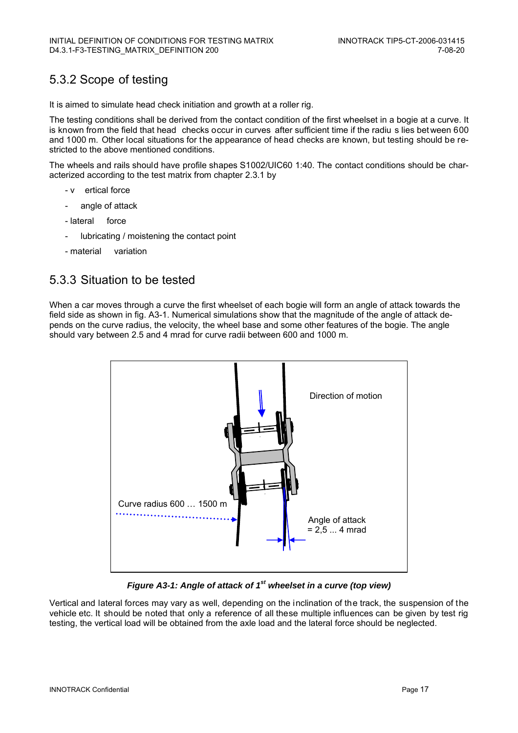## 5.3.2 Scope of testing

It is aimed to simulate head check initiation and growth at a roller rig.

The testing conditions shall be derived from the contact condition of the first wheelset in a bogie at a curve. It is known from the field that head checks occur in curves after sufficient time if the radius lies between 600 and 1000 m. Other local situations for the appearance of head checks are known, but testing should be restricted to the above mentioned conditions.

The wheels and rails should have profile shapes S1002/UIC60 1:40. The contact conditions should be characterized according to the test matrix from chapter 2.3.1 by

- vertical force
- angle of attack
- lateral force
- lubricating / moistening the contact point
- material variation

## 5.3.3 Situation to be tested

When a car moves through a curve the first wheelset of each bogie will form an angle of attack towards the field side as shown in fig. A3-1. Numerical simulations show that the magnitude of the angle of attack depends on the curve radius, the velocity, the wheel base and some other features of the bogie. The angle should vary between 2.5 and 4 mrad for curve radii between 600 and 1000 m.

Direction of motion

Curve radius 600 … 1500 m

Angle of attack = 2,5 ... 4 mrad

***Figure A3-1: Angle of attack of 1st wheelset in a curve (top view)***

Vertical and lateral forces may vary as well, depending on the inclination of the track, the suspension of the vehicle etc. It should be noted that only a reference of all these multiple influences can be given by test rig testing, the vertical load will be obtained from the axle load and the lateral force should be neglected.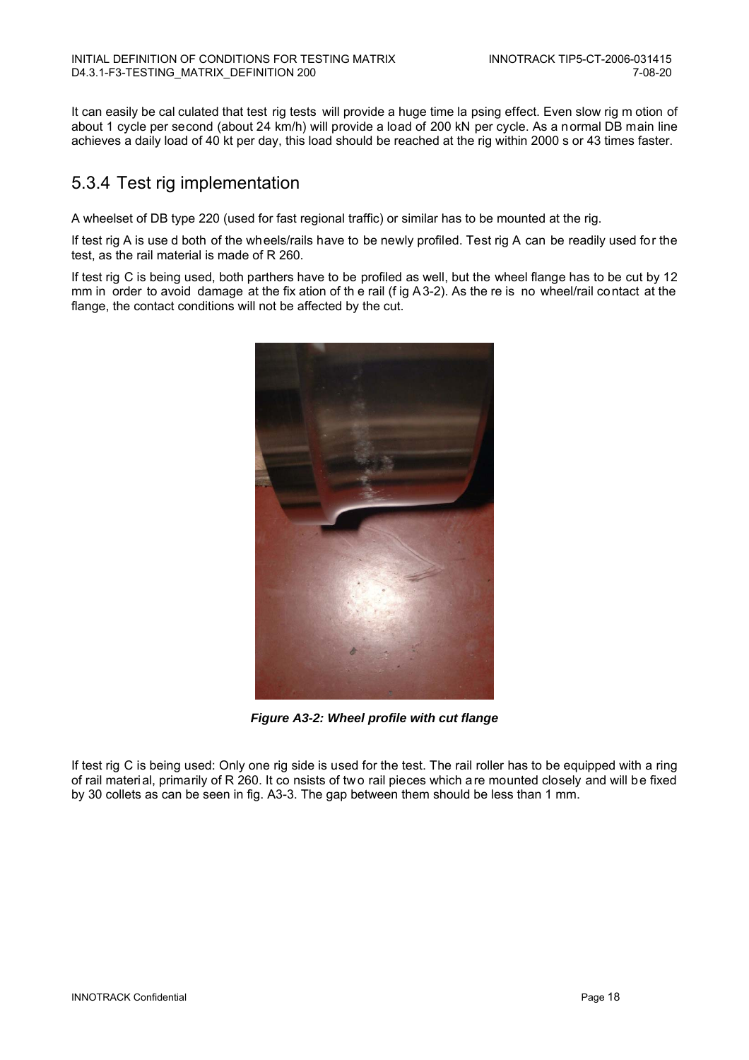It can easily be cal culated that test rig tests will provide a huge time la psing effect. Even slow rig m otion of about 1 cycle per second (about 24 km/h) will provide a load of 200 kN per cycle. As a normal DB main line achieves a daily load of 40 kt per day, this load should be reached at the rig within 2000 s or 43 times faster.

## 5.3.4 Test rig implementation

A wheelset of DB type 220 (used for fast regional traffic) or similar has to be mounted at the rig.

If test rig A is use d both of the wheels/rails have to be newly profiled. Test rig A can be readily used for the test, as the rail material is made of R 260.

If test rig C is being used, both parthers have to be profiled as well, but the wheel flange has to be cut by 12 mm in order to avoid damage at the fix ation of th e rail (f ig A3-2). As the re is no wheel/rail contact at the flange, the contact conditions will not be affected by the cut.

***Figure A3-2: Wheel profile with cut flange***

If test rig C is being used: Only one rig side is used for the test. The rail roller has to be equipped with a ring of rail materi al, primarily of R 260. It co nsists of two rail pieces which are mounted closely and will be fixed by 30 collets as can be seen in fig. A3-3. The gap between them should be less than 1 mm.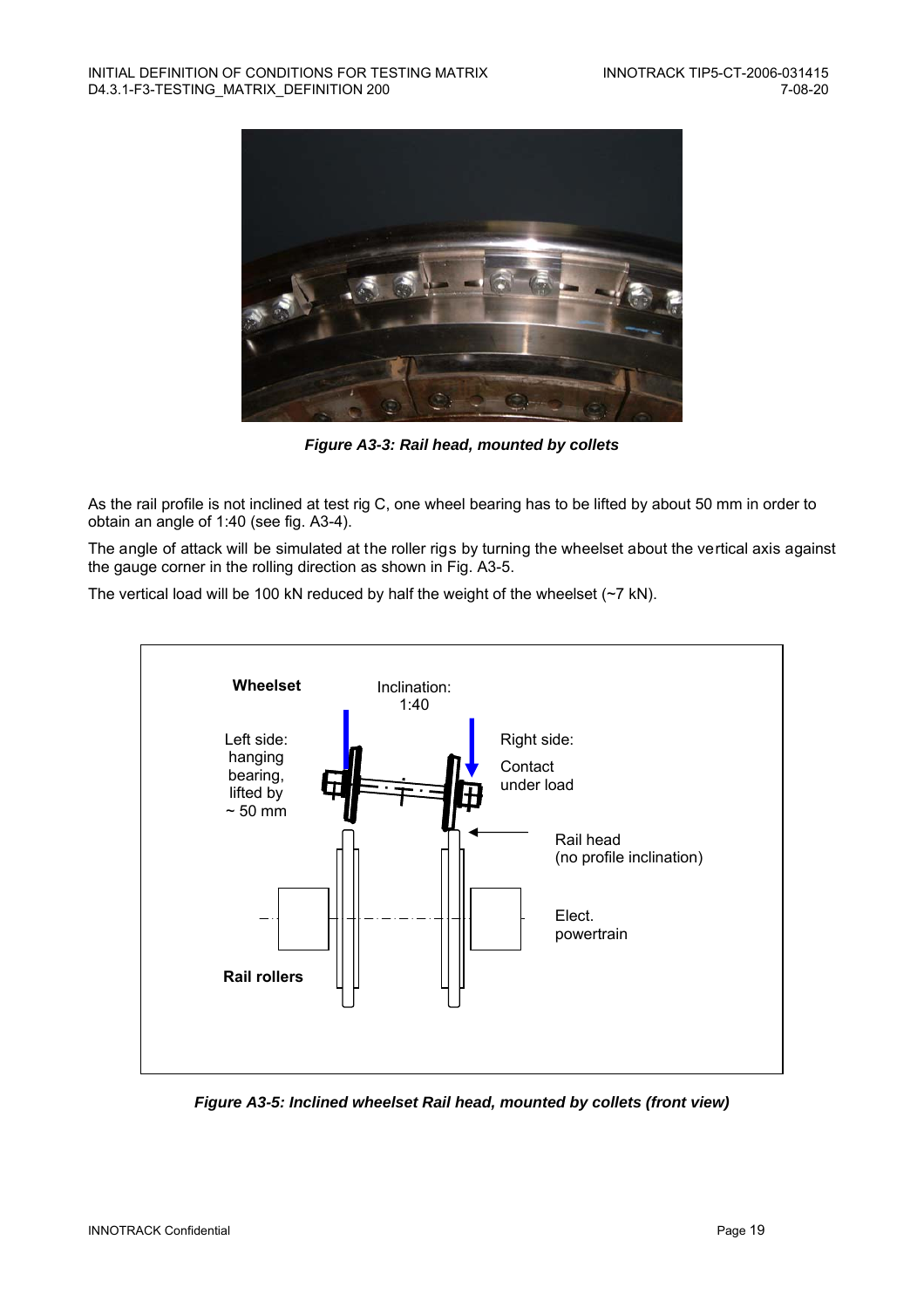*Figure A3-3: Rail head, mounted by collets*

As the rail profile is not inclined at test rig C, one wheel bearing has to be lifted by about 50 mm in order to obtain an angle of 1:40 (see fig. A3-4).

The angle of attack will be simulated at the roller rigs by turning the wheelset about the vertical axis against the gauge corner in the rolling direction as shown in Fig. A3-5.

The vertical load will be 100 kN reduced by half the weight of the wheelset (~7 kN).

*Figure A3-5: Inclined wheelset Rail head, mounted by collets (front view)*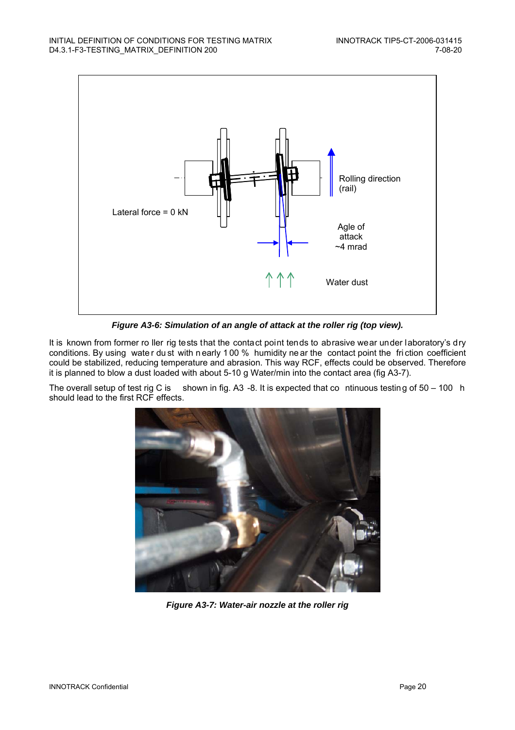Lateral force = 0 kN

Rolling direction (rail)

Agle of attack ~4 mrad

Water dust

***Figure A3-6: Simulation of an angle of attack at the roller rig (top view).***

It is known from former roller rig tests that the contact point tends to abrasive wear under laboratory's dry conditions. By using water dust with nearly 100 % humidity near the contact point the friction coefficient could be stabilized, reducing temperature and abrasion. This way RCF, effects could be observed. Therefore it is planned to blow a dust loaded with about 5-10 g Water/min into the contact area (fig A3-7).

The overall setup of test rig C is shown in fig. A3 -8. It is expected that continuous testing of 50 – 100 h should lead to the first RCF effects.

***Figure A3-7: Water-air nozzle at the roller rig***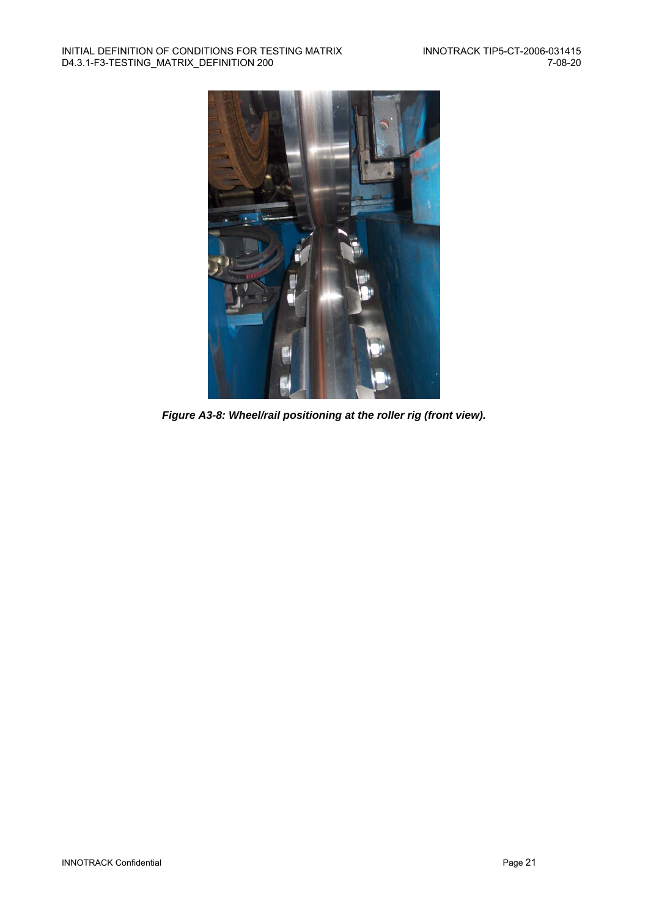*Figure A3-8: Wheel/rail positioning at the roller rig (front view).*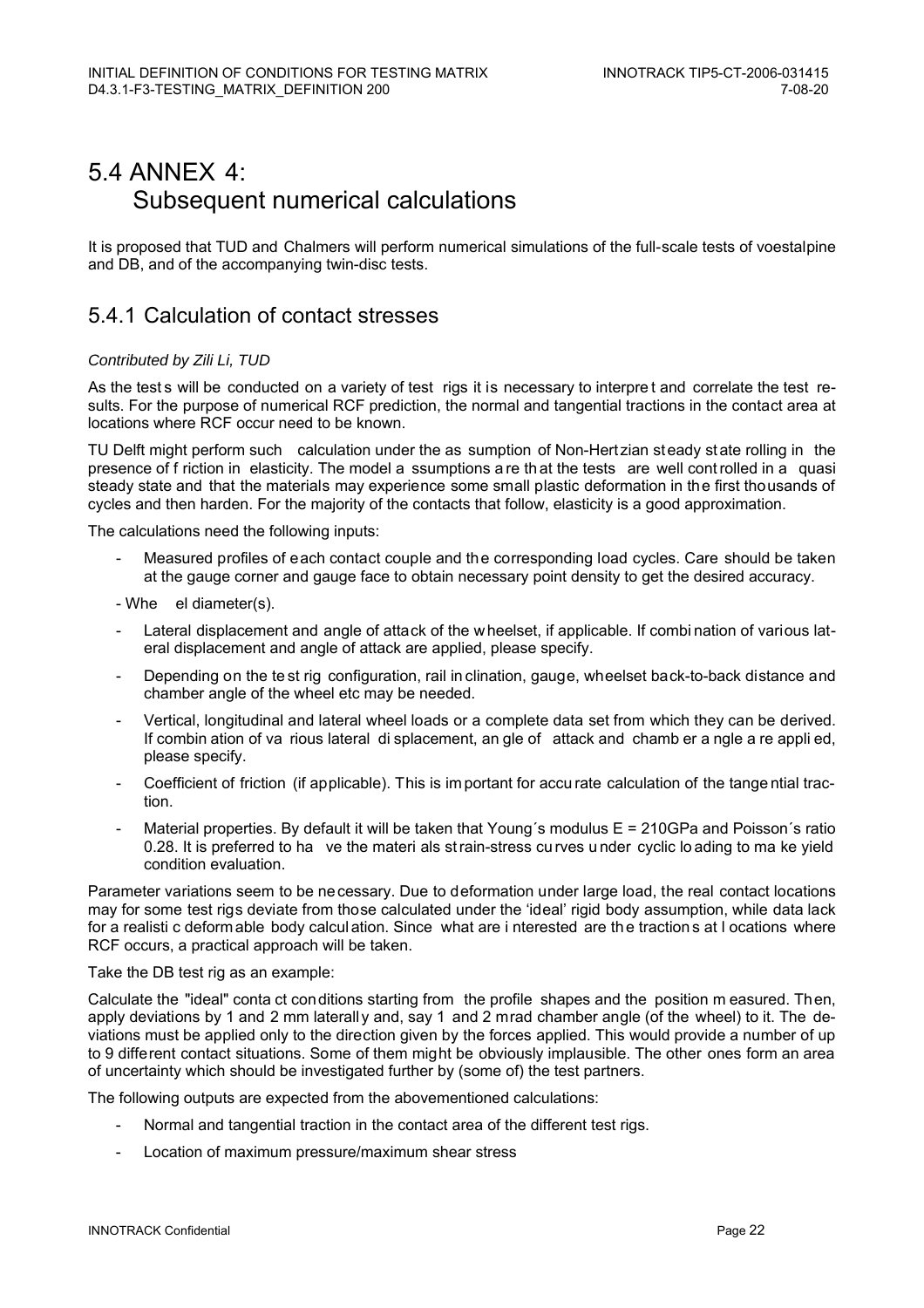# 5.4 ANNEX 4: Subsequent numerical calculations

It is proposed that TUD and Chalmers will perform numerical simulations of the full-scale tests of voestalpine and DB, and of the accompanying twin-disc tests.

## 5.4.1 Calculation of contact stresses

*Contributed by Zili Li, TUD*

As the tests will be conducted on a variety of test rigs it is necessary to interpret and correlate the test results. For the purpose of numerical RCF prediction, the normal and tangential tractions in the contact area at locations where RCF occur need to be known.

TU Delft might perform such calculation under the assumption of Non-Hertzian steady state rolling in the presence of friction in elasticity. The model assumptions are that the tests are well controlled in a quasi steady state and that the materials may experience some small plastic deformation in the first thousands of cycles and then harden. For the majority of the contacts that follow, elasticity is a good approximation.

The calculations need the following inputs:

- Measured profiles of each contact couple and the corresponding load cycles. Care should be taken at the gauge corner and gauge face to obtain necessary point density to get the desired accuracy.
- Wheel diameter(s).
- Lateral displacement and angle of attack of the wheelset, if applicable. If combination of various lateral displacement and angle of attack are applied, please specify.
- Depending on the test rig configuration, rail inclination, gauge, wheelset back-to-back distance and chamber angle of the wheel etc may be needed.
- Vertical, longitudinal and lateral wheel loads or a complete data set from which they can be derived. If combination of various lateral displacement, angle of attack and chamber angle are applied, please specify.
- Coefficient of friction (if applicable). This is important for accurate calculation of the tangential traction.
- Material properties. By default it will be taken that Young´s modulus E = 210GPa and Poisson´s ratio 0.28. It is preferred to have the materials strain-stress curves under cyclic loading to make yield condition evaluation.

Parameter variations seem to be necessary. Due to deformation under large load, the real contact locations may for some test rigs deviate from those calculated under the 'ideal' rigid body assumption, while data lack for a realistic deformable body calculation. Since what are interested are the tractions at locations where RCF occurs, a practical approach will be taken.

Take the DB test rig as an example:

Calculate the "ideal" contact conditions starting from the profile shapes and the position measured. Then, apply deviations by 1 and 2 mm laterally and, say 1 and 2 mrad chamber angle (of the wheel) to it. The deviations must be applied only to the direction given by the forces applied. This would provide a number of up to 9 different contact situations. Some of them might be obviously implausible. The other ones form an area of uncertainty which should be investigated further by (some of) the test partners.

The following outputs are expected from the abovementioned calculations:

- Normal and tangential traction in the contact area of the different test rigs.
- Location of maximum pressure/maximum shear stress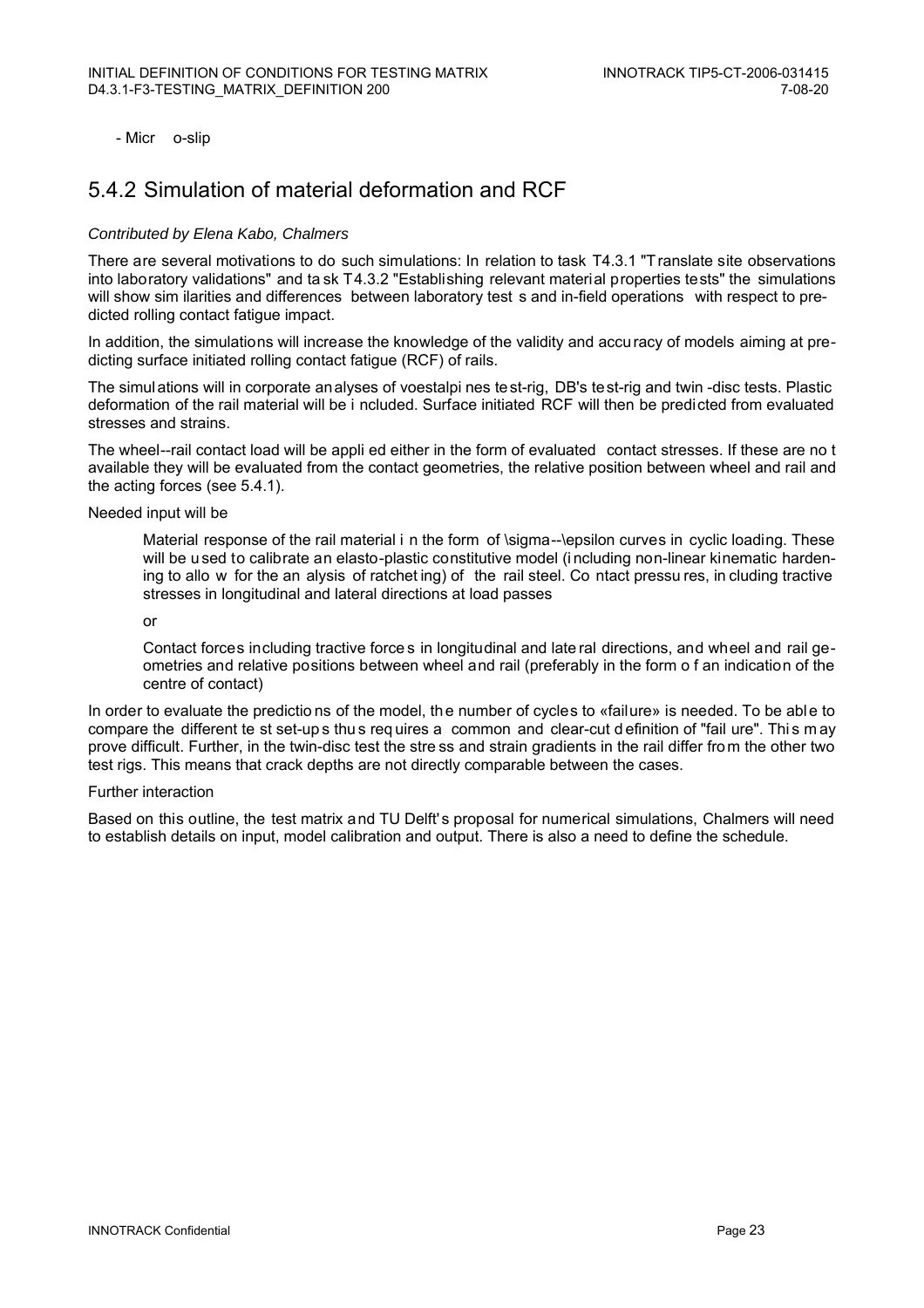- Micro-slip

## 5.4.2 Simulation of material deformation and RCF

*Contributed by Elena Kabo, Chalmers*

There are several motivations to do such simulations: In relation to task T4.3.1 "Translate site observations into laboratory validations" and task T4.3.2 "Establishing relevant material properties tests" the simulations will show similarities and differences between laboratory tests and in-field operations with respect to predicted rolling contact fatigue impact.

In addition, the simulations will increase the knowledge of the validity and accuracy of models aiming at predicting surface initiated rolling contact fatigue (RCF) of rails.

The simulations will incorporate analyses of voestalpines test-rig, DB's test-rig and twin-disc tests. Plastic deformation of the rail material will be included. Surface initiated RCF will then be predicted from evaluated stresses and strains.

The wheel--rail contact load will be applied either in the form of evaluated contact stresses. If these are not available they will be evaluated from the contact geometries, the relative position between wheel and rail and the acting forces (see 5.4.1).

Needed input will be

> Material response of the rail material in the form of $\sigma$--$\epsilon$ curves in cyclic loading. These will be used to calibrate an elasto-plastic constitutive model (including non-linear kinematic hardening to allow for the analysis of ratcheting) of the rail steel. Contact pressures, including tractive stresses in longitudinal and lateral directions at load passes
>
> or
>
> Contact forces including tractive forces in longitudinal and lateral directions, and wheel and rail geometries and relative positions between wheel and rail (preferably in the form of an indication of the centre of contact)

In order to evaluate the predictions of the model, the number of cycles to «failure» is needed. To be able to compare the different test set-ups thus requires a common and clear-cut definition of "failure". This may prove difficult. Further, in the twin-disc test the stress and strain gradients in the rail differ from the other two test rigs. This means that crack depths are not directly comparable between the cases.

Further interaction

Based on this outline, the test matrix and TU Delft's proposal for numerical simulations, Chalmers will need to establish details on input, model calibration and output. There is also a need to define the schedule.